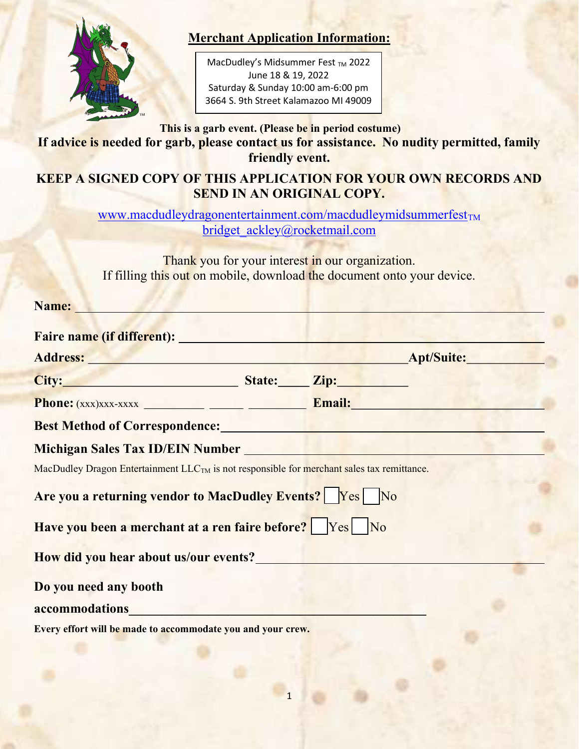# Merchant Application Information:

MacDudley's Midsummer Fest ™ 2022
June 18 & 19, 2022
Saturday & Sunday 10:00 am-6:00 pm
3664 S. 9th Street Kalamazoo MI 49009

**This is a garb event. (Please be in period costume)**
**If advice is needed for garb, please contact us for assistance. No nudity permitted, family friendly event.**

**KEEP A SIGNED COPY OF THIS APPLICATION FOR YOUR OWN RECORDS AND SEND IN AN ORIGINAL COPY.**

www.macdudleydragonentertainment.com/macdudleymidsummerfest™
bridget_ackley@rocketmail.com

Thank you for your interest in our organization.
If filling this out on mobile, download the document onto your device.

**Name:** ______________________________________________

**Faire name (if different):** ______________________________________________

**Address:** ______________________________________________ **Apt/Suite:** ____________

**City:** ____________________________ **State:** _____ **Zip:** ___________

**Phone:** (xxx)xxx-xxxx __________ ______ _________ **Email:** ______________________________

**Best Method of Correspondence:** ______________________________________________

**Michigan Sales Tax ID/EIN Number** ______________________________________________

MacDudley Dragon Entertainment LLC™ is not responsible for merchant sales tax remittance.

**Are you a returning vendor to MacDudley Events?** ☐ Yes ☐ No

**Have you been a merchant at a ren faire before?** ☐ Yes ☐ No

**How did you hear about us/our events?** ______________________________________________

**Do you need any booth accommodations** ______________________________________________

**Every effort will be made to accommodate you and your crew.**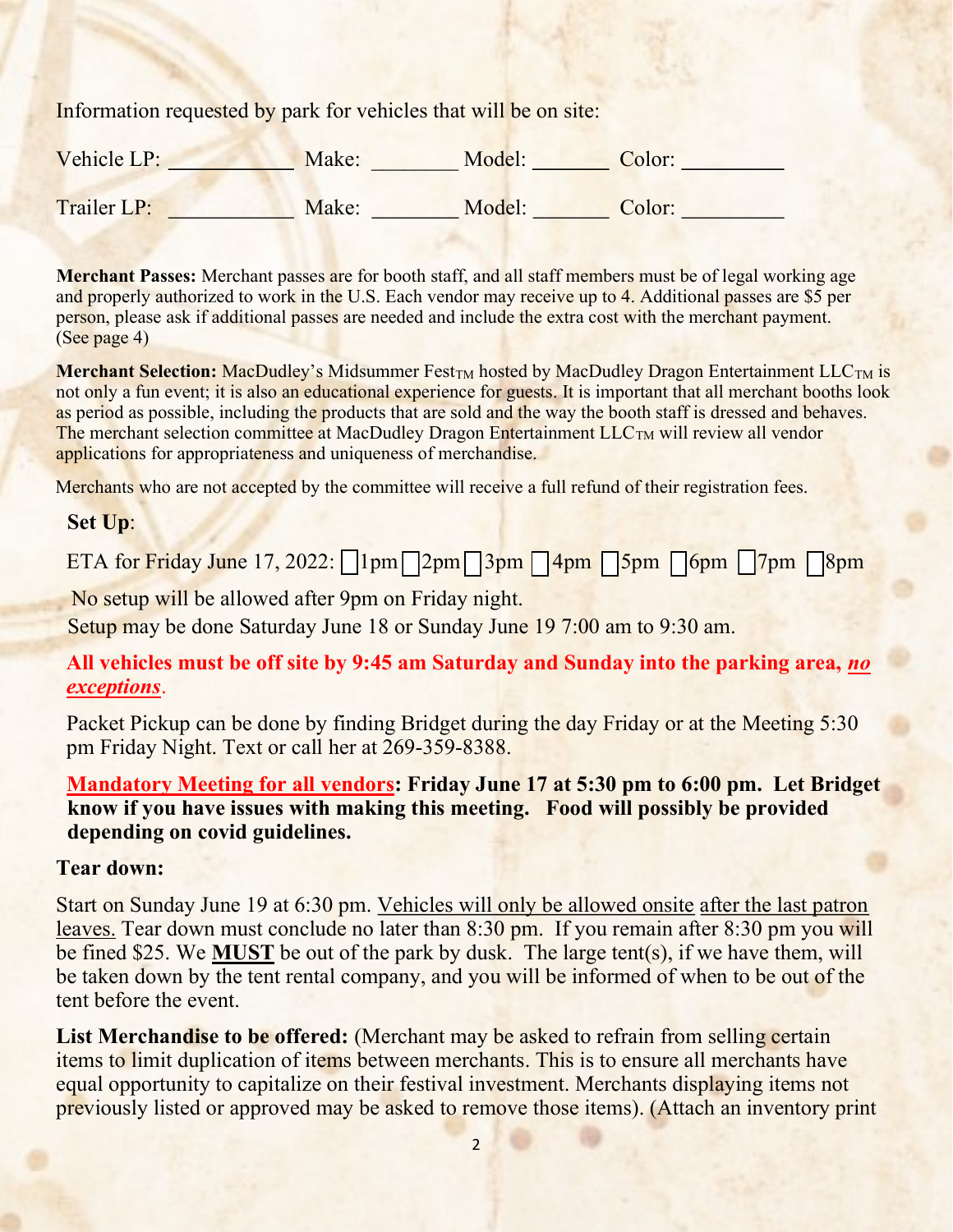Information requested by park for vehicles that will be on site:

Vehicle LP: ___________ Make: ________ Model: _______ Color: _________

Trailer LP: ___________ Make: ________ Model: _______ Color: _________

**Merchant Passes:** Merchant passes are for booth staff, and all staff members must be of legal working age and properly authorized to work in the U.S. Each vendor may receive up to 4. Additional passes are $5 per person, please ask if additional passes are needed and include the extra cost with the merchant payment. (See page 4)

**Merchant Selection:** MacDudley's Midsummer Fest$_{TM}$ hosted by MacDudley Dragon Entertainment LLC$_{TM}$ is not only a fun event; it is also an educational experience for guests. It is important that all merchant booths look as period as possible, including the products that are sold and the way the booth staff is dressed and behaves. The merchant selection committee at MacDudley Dragon Entertainment LLC$_{TM}$ will review all vendor applications for appropriateness and uniqueness of merchandise.

Merchants who are not accepted by the committee will receive a full refund of their registration fees.

**Set Up**:

ETA for Friday June 17, 2022: ☐1pm ☐2pm ☐3pm ☐4pm ☐5pm ☐6pm ☐7pm ☐8pm

No setup will be allowed after 9pm on Friday night.

Setup may be done Saturday June 18 or Sunday June 19 7:00 am to 9:30 am.

**All vehicles must be off site by 9:45 am Saturday and Sunday into the parking area, *no exceptions*.**

Packet Pickup can be done by finding Bridget during the day Friday or at the Meeting 5:30 pm Friday Night. Text or call her at 269-359-8388.

Mandatory Meeting for all vendors**: Friday June 17 at 5:30 pm to 6:00 pm. Let Bridget know if you have issues with making this meeting. Food will possibly be provided depending on covid guidelines.**

**Tear down:**

Start on Sunday June 19 at 6:30 pm. Vehicles will only be allowed onsite after the last patron leaves. Tear down must conclude no later than 8:30 pm. If you remain after 8:30 pm you will be fined $25. We **MUST** be out of the park by dusk. The large tent(s), if we have them, will be taken down by the tent rental company, and you will be informed of when to be out of the tent before the event.

**List Merchandise to be offered:** (Merchant may be asked to refrain from selling certain items to limit duplication of items between merchants. This is to ensure all merchants have equal opportunity to capitalize on their festival investment. Merchants displaying items not previously listed or approved may be asked to remove those items). (Attach an inventory print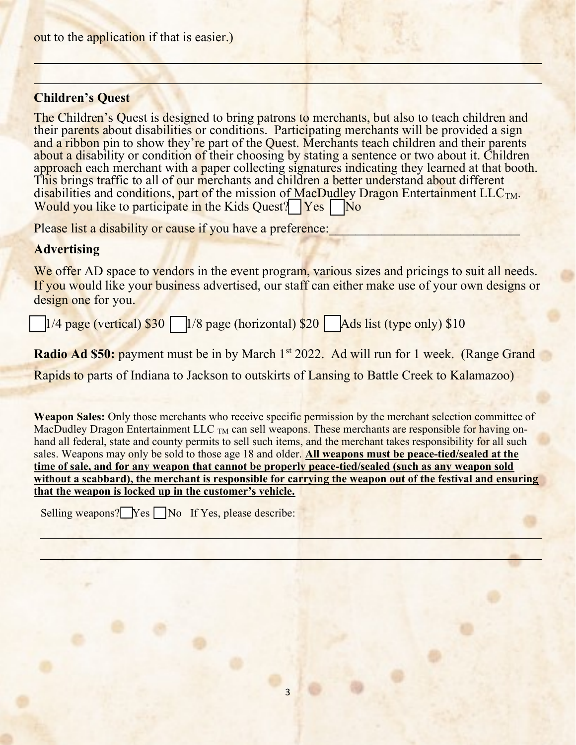out to the application if that is easier.)

---

## Children's Quest

The Children's Quest is designed to bring patrons to merchants, but also to teach children and their parents about disabilities or conditions. Participating merchants will be provided a sign and a ribbon pin to show they're part of the Quest. Merchants teach children and their parents about a disability or condition of their choosing by stating a sentence or two about it. Children approach each merchant with a paper collecting signatures indicating they learned at that booth. This brings traffic to all of our merchants and children a better understand about different disabilities and conditions, part of the mission of MacDudley Dragon Entertainment LLC$_{TM}$. Would you like to participate in the Kids Quest? ☐ Yes ☐ No

Please list a disability or cause if you have a preference:_____________________________

## Advertising

We offer AD space to vendors in the event program, various sizes and pricings to suit all needs. If you would like your business advertised, our staff can either make use of your own designs or design one for you.

☐ 1/4 page (vertical) $30 ☐ 1/8 page (horizontal) $20 ☐ Ads list (type only) $10

**Radio Ad $50:** payment must be in by March 1st 2022. Ad will run for 1 week. (Range Grand Rapids to parts of Indiana to Jackson to outskirts of Lansing to Battle Creek to Kalamazoo)

**Weapon Sales:** Only those merchants who receive specific permission by the merchant selection committee of MacDudley Dragon Entertainment LLC $_{TM}$ can sell weapons. These merchants are responsible for having on-hand all federal, state and county permits to sell such items, and the merchant takes responsibility for all such sales. Weapons may only be sold to those age 18 and older. **All weapons must be peace-tied/sealed at the time of sale, and for any weapon that cannot be properly peace-tied/sealed (such as any weapon sold without a scabbard), the merchant is responsible for carrying the weapon out of the festival and ensuring that the weapon is locked up in the customer's vehicle.**

Selling weapons? ☐ Yes ☐ No If Yes, please describe:

---

---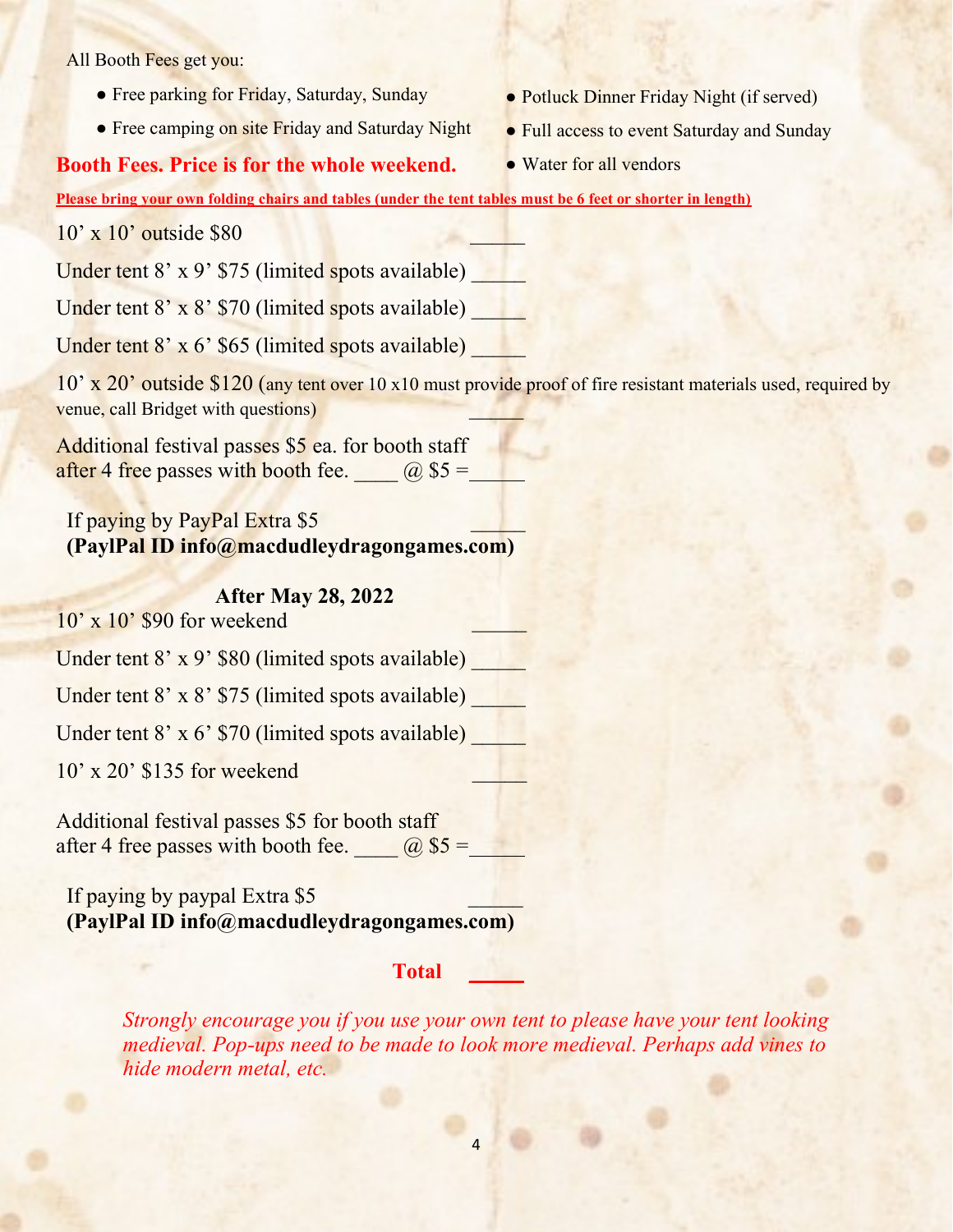All Booth Fees get you:

- Free parking for Friday, Saturday, Sunday
- Free camping on site Friday and Saturday Night
- Potluck Dinner Friday Night (if served)
- Full access to event Saturday and Sunday
- Water for all vendors

## Booth Fees. Price is for the whole weekend.

**Please bring your own folding chairs and tables (under the tent tables must be 6 feet or shorter in length)**

10’ x 10’ outside $80 _____

Under tent 8’ x 9’ $75 (limited spots available) _____

Under tent 8’ x 8’ $70 (limited spots available) _____

Under tent 8’ x 6’ $65 (limited spots available) _____

10’ x 20’ outside $120 (any tent over 10 x10 must provide proof of fire resistant materials used, required by venue, call Bridget with questions) _____

Additional festival passes $5 ea. for booth staff after 4 free passes with booth fee. ____ @ $5 =_____

If paying by PayPal Extra $5 _____
**(PaylPal ID info@macdudleydragongames.com)**

**After May 28, 2022**

10’ x 10’ $90 for weekend _____

Under tent 8’ x 9’ $80 (limited spots available) _____

Under tent 8’ x 8’ $75 (limited spots available) _____

Under tent 8’ x 6’ $70 (limited spots available) _____

10’ x 20’ $135 for weekend _____

Additional festival passes $5 for booth staff after 4 free passes with booth fee. ____ @ $5 =_____

If paying by paypal Extra $5 _____
**(PaylPal ID info@macdudleydragongames.com)**

**Total _____**

*Strongly encourage you if you use your own tent to please have your tent looking medieval. Pop-ups need to be made to look more medieval. Perhaps add vines to hide modern metal, etc.*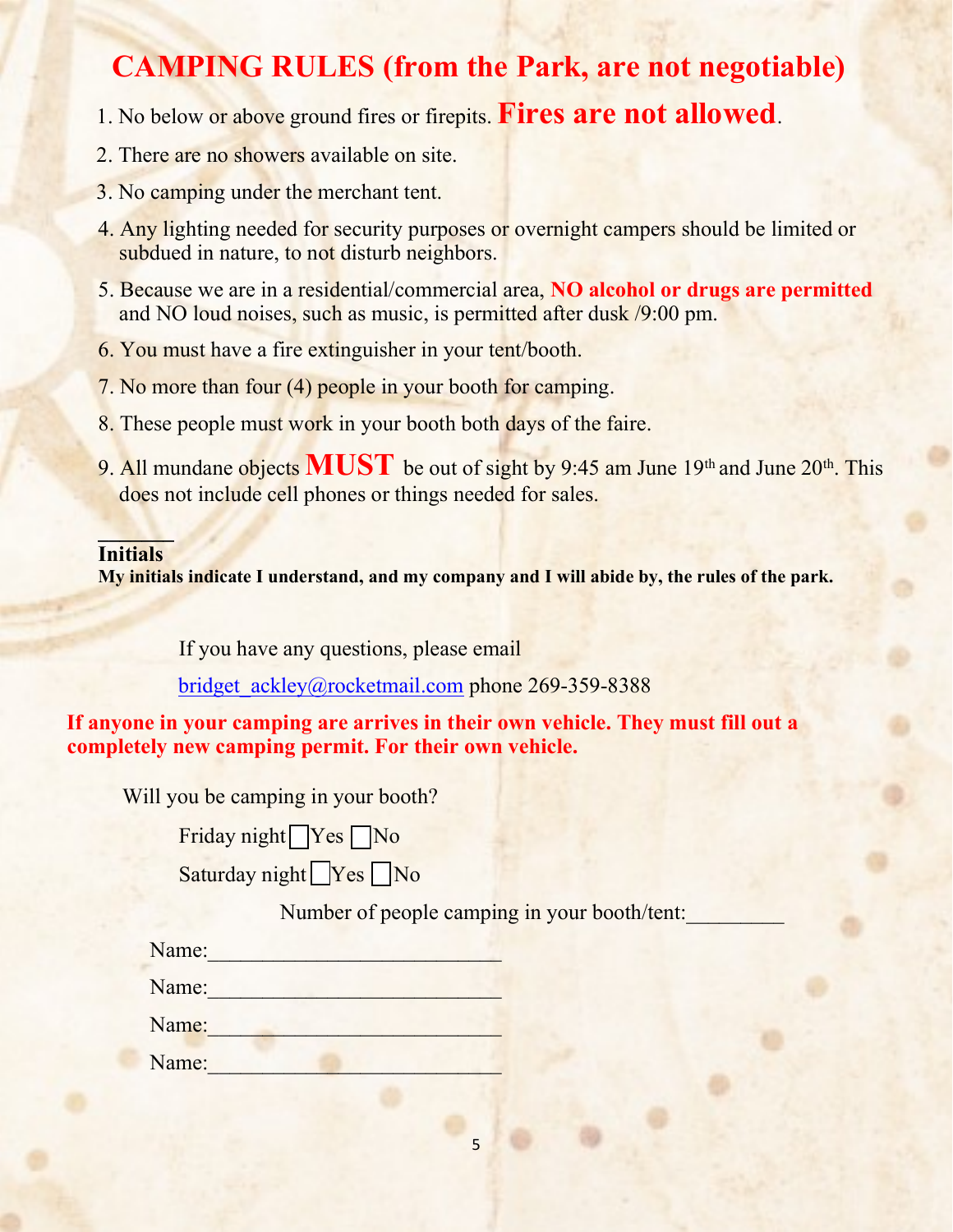# CAMPING RULES (from the Park, are not negotiable)

1. No below or above ground fires or firepits. **Fires are not allowed**.
2. There are no showers available on site.
3. No camping under the merchant tent.
4. Any lighting needed for security purposes or overnight campers should be limited or subdued in nature, to not disturb neighbors.
5. Because we are in a residential/commercial area, **NO alcohol or drugs are permitted** and NO loud noises, such as music, is permitted after dusk /9:00 pm.
6. You must have a fire extinguisher in your tent/booth.
7. No more than four (4) people in your booth for camping.
8. These people must work in your booth both days of the faire.
9. All mundane objects **MUST** be out of sight by 9:45 am June 19th and June 20th. This does not include cell phones or things needed for sales.

______
**Initials**
**My initials indicate I understand, and my company and I will abide by, the rules of the park.**

If you have any questions, please email

bridget_ackley@rocketmail.com phone 269-359-8388

**If anyone in your camping are arrives in their own vehicle. They must fill out a completely new camping permit. For their own vehicle.**

Will you be camping in your booth?

Friday night ☐ Yes ☐ No

Saturday night ☐ Yes ☐ No

Number of people camping in your booth/tent:_________

Name:___________________________

Name:___________________________

Name:___________________________

Name:___________________________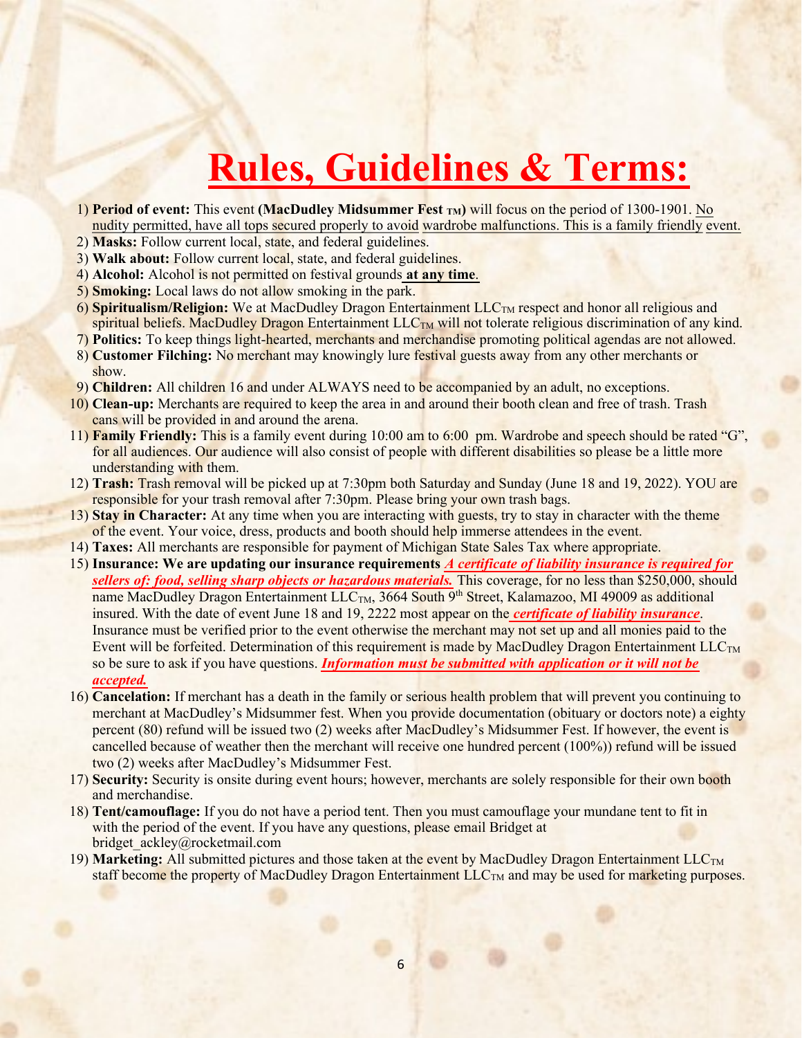# Rules, Guidelines & Terms:

1) **Period of event:** This event **(MacDudley Midsummer Fest TM)** will focus on the period of 1300-1901. No nudity permitted, have all tops secured properly to avoid wardrobe malfunctions. This is a family friendly event.
2) **Masks:** Follow current local, state, and federal guidelines.
3) **Walk about:** Follow current local, state, and federal guidelines.
4) **Alcohol:** Alcohol is not permitted on festival grounds **at any time**.
5) **Smoking:** Local laws do not allow smoking in the park.
6) **Spiritualism/Religion:** We at MacDudley Dragon Entertainment LLCTM respect and honor all religious and spiritual beliefs. MacDudley Dragon Entertainment LLCTM will not tolerate religious discrimination of any kind.
7) **Politics:** To keep things light-hearted, merchants and merchandise promoting political agendas are not allowed.
8) **Customer Filching:** No merchant may knowingly lure festival guests away from any other merchants or show.
9) **Children:** All children 16 and under ALWAYS need to be accompanied by an adult, no exceptions.
10) **Clean-up:** Merchants are required to keep the area in and around their booth clean and free of trash. Trash cans will be provided in and around the arena.
11) **Family Friendly:** This is a family event during 10:00 am to 6:00 pm. Wardrobe and speech should be rated "G", for all audiences. Our audience will also consist of people with different disabilities so please be a little more understanding with them.
12) **Trash:** Trash removal will be picked up at 7:30pm both Saturday and Sunday (June 18 and 19, 2022). YOU are responsible for your trash removal after 7:30pm. Please bring your own trash bags.
13) **Stay in Character:** At any time when you are interacting with guests, try to stay in character with the theme of the event. Your voice, dress, products and booth should help immerse attendees in the event.
14) **Taxes:** All merchants are responsible for payment of Michigan State Sales Tax where appropriate.
15) **Insurance: We are updating our insurance requirements** ***A certificate of liability insurance is required for sellers of: food, selling sharp objects or hazardous materials.*** This coverage, for no less than $250,000, should name MacDudley Dragon Entertainment LLCTM, 3664 South 9th Street, Kalamazoo, MI 49009 as additional insured. With the date of event June 18 and 19, 2222 most appear on the ***certificate of liability insurance***. Insurance must be verified prior to the event otherwise the merchant may not set up and all monies paid to the Event will be forfeited. Determination of this requirement is made by MacDudley Dragon Entertainment LLCTM so be sure to ask if you have questions. ***Information must be submitted with application or it will not be accepted.***
16) **Cancelation:** If merchant has a death in the family or serious health problem that will prevent you continuing to merchant at MacDudley's Midsummer fest. When you provide documentation (obituary or doctors note) a eighty percent (80) refund will be issued two (2) weeks after MacDudley's Midsummer Fest. If however, the event is cancelled because of weather then the merchant will receive one hundred percent (100%)) refund will be issued two (2) weeks after MacDudley's Midsummer Fest.
17) **Security:** Security is onsite during event hours; however, merchants are solely responsible for their own booth and merchandise.
18) **Tent/camouflage:** If you do not have a period tent. Then you must camouflage your mundane tent to fit in with the period of the event. If you have any questions, please email Bridget at bridget_ackley@rocketmail.com
19) **Marketing:** All submitted pictures and those taken at the event by MacDudley Dragon Entertainment LLCTM staff become the property of MacDudley Dragon Entertainment LLCTM and may be used for marketing purposes.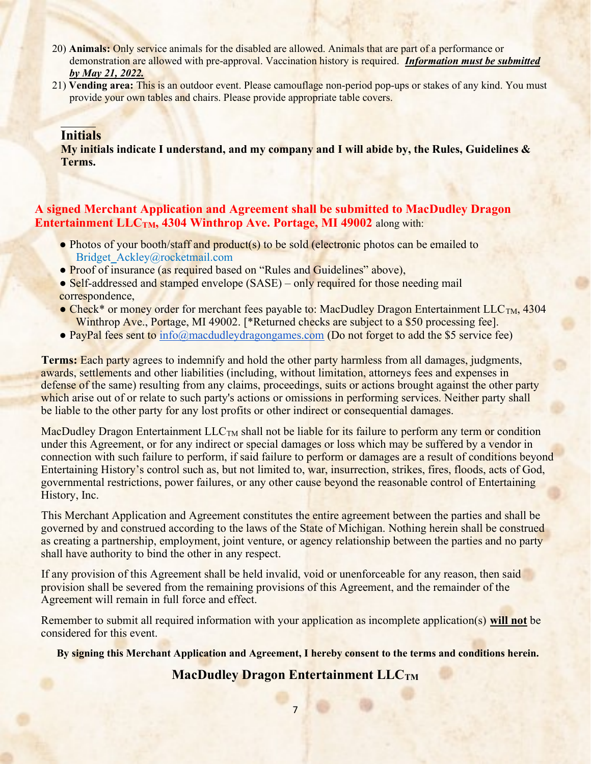20) **Animals:** Only service animals for the disabled are allowed. Animals that are part of a performance or demonstration are allowed with pre-approval. Vaccination history is required. ***Information must be submitted by May 21, 2022.***
21) **Vending area:** This is an outdoor event. Please camouflage non-period pop-ups or stakes of any kind. You must provide your own tables and chairs. Please provide appropriate table covers.

______

**Initials**

**My initials indicate I understand, and my company and I will abide by, the Rules, Guidelines & Terms.**

**A signed Merchant Application and Agreement shall be submitted to MacDudley Dragon Entertainment LLC$_{TM}$, 4304 Winthrop Ave. Portage, MI 49002** along with:

- Photos of your booth/staff and product(s) to be sold (electronic photos can be emailed to Bridget_Ackley@rocketmail.com
- Proof of insurance (as required based on "Rules and Guidelines" above),
- Self-addressed and stamped envelope (SASE) – only required for those needing mail correspondence,
- Check* or money order for merchant fees payable to: MacDudley Dragon Entertainment LLC$_{TM}$, 4304 Winthrop Ave., Portage, MI 49002. [*Returned checks are subject to a $50 processing fee].
- PayPal fees sent to info@macdudleydragongames.com (Do not forget to add the $5 service fee)

**Terms:** Each party agrees to indemnify and hold the other party harmless from all damages, judgments, awards, settlements and other liabilities (including, without limitation, attorneys fees and expenses in defense of the same) resulting from any claims, proceedings, suits or actions brought against the other party which arise out of or relate to such party's actions or omissions in performing services. Neither party shall be liable to the other party for any lost profits or other indirect or consequential damages.

MacDudley Dragon Entertainment LLC$_{TM}$ shall not be liable for its failure to perform any term or condition under this Agreement, or for any indirect or special damages or loss which may be suffered by a vendor in connection with such failure to perform, if said failure to perform or damages are a result of conditions beyond Entertaining History's control such as, but not limited to, war, insurrection, strikes, fires, floods, acts of God, governmental restrictions, power failures, or any other cause beyond the reasonable control of Entertaining History, Inc.

This Merchant Application and Agreement constitutes the entire agreement between the parties and shall be governed by and construed according to the laws of the State of Michigan. Nothing herein shall be construed as creating a partnership, employment, joint venture, or agency relationship between the parties and no party shall have authority to bind the other in any respect.

If any provision of this Agreement shall be held invalid, void or unenforceable for any reason, then said provision shall be severed from the remaining provisions of this Agreement, and the remainder of the Agreement will remain in full force and effect.

Remember to submit all required information with your application as incomplete application(s) **will not** be considered for this event.

**By signing this Merchant Application and Agreement, I hereby consent to the terms and conditions herein.**

**MacDudley Dragon Entertainment LLC$_{TM}$**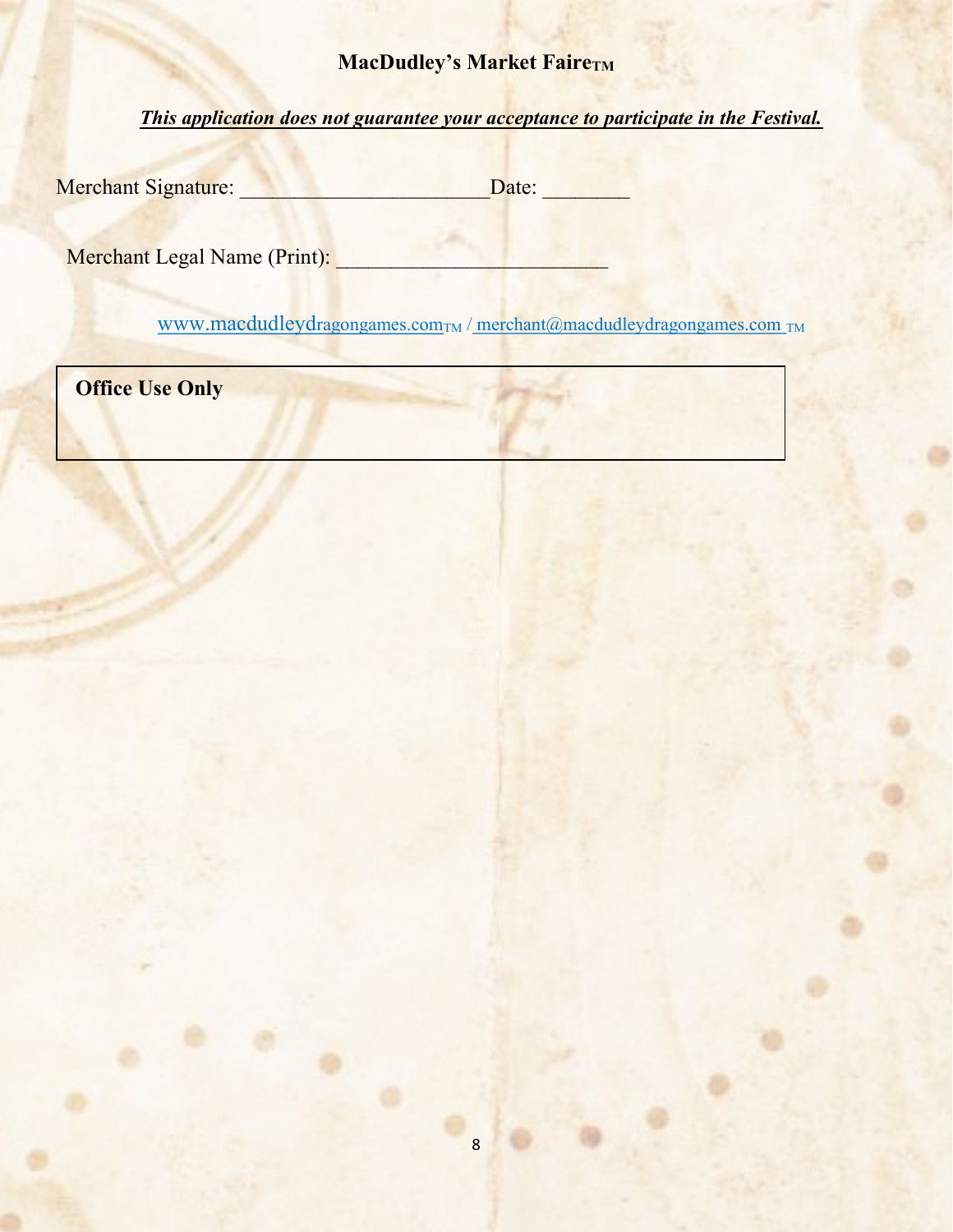**MacDudley's Market Faire™**

***This application does not guarantee your acceptance to participate in the Festival.***

Merchant Signature: ______________________Date: ________

Merchant Legal Name (Print): ________________________

www.macdudleydragongames.com™ / merchant@macdudleydragongames.com ™

| **Office Use Only** |
| --- |
| |